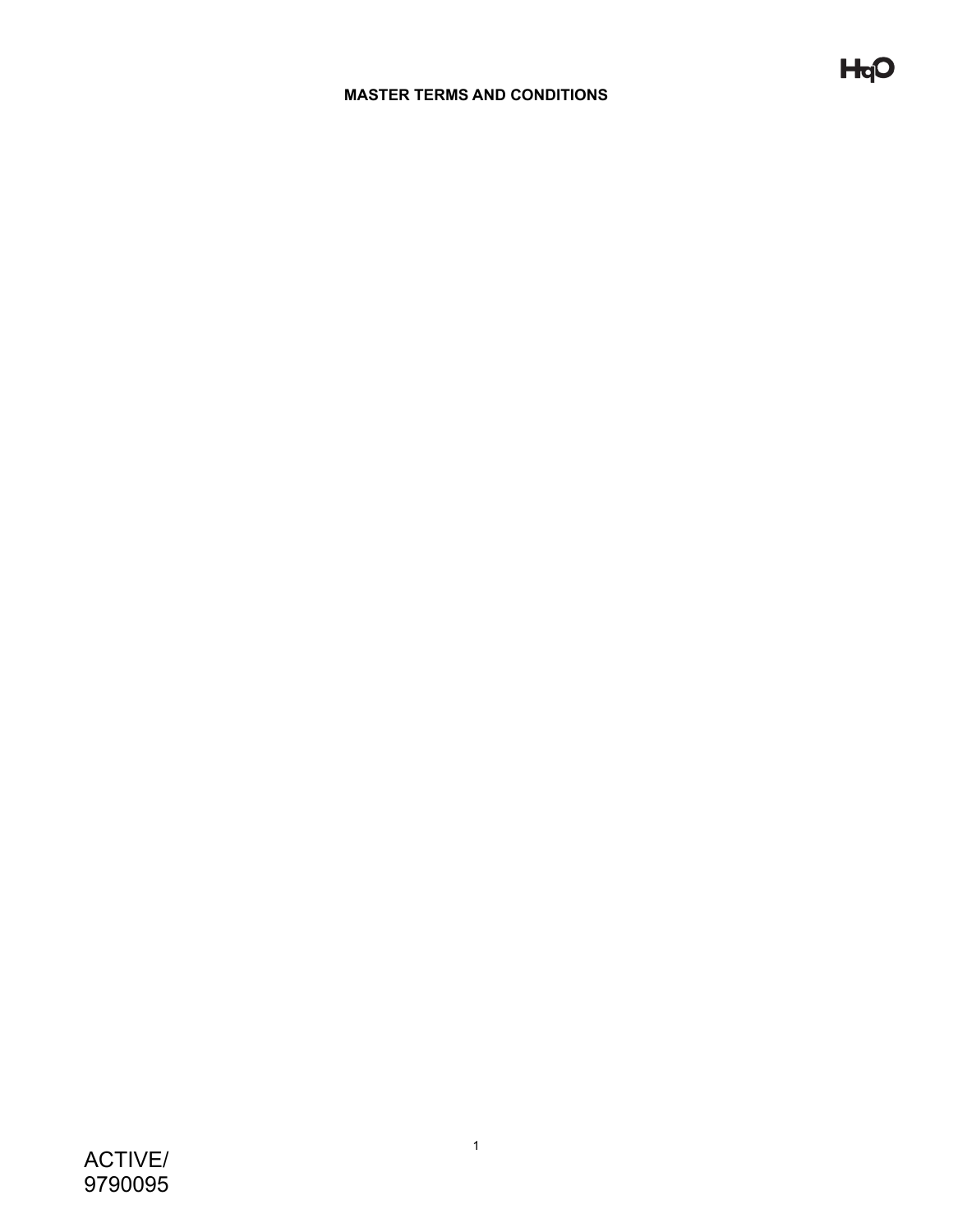# MASTER TERMS AND CONDITIONS

ACTIVE/
9790095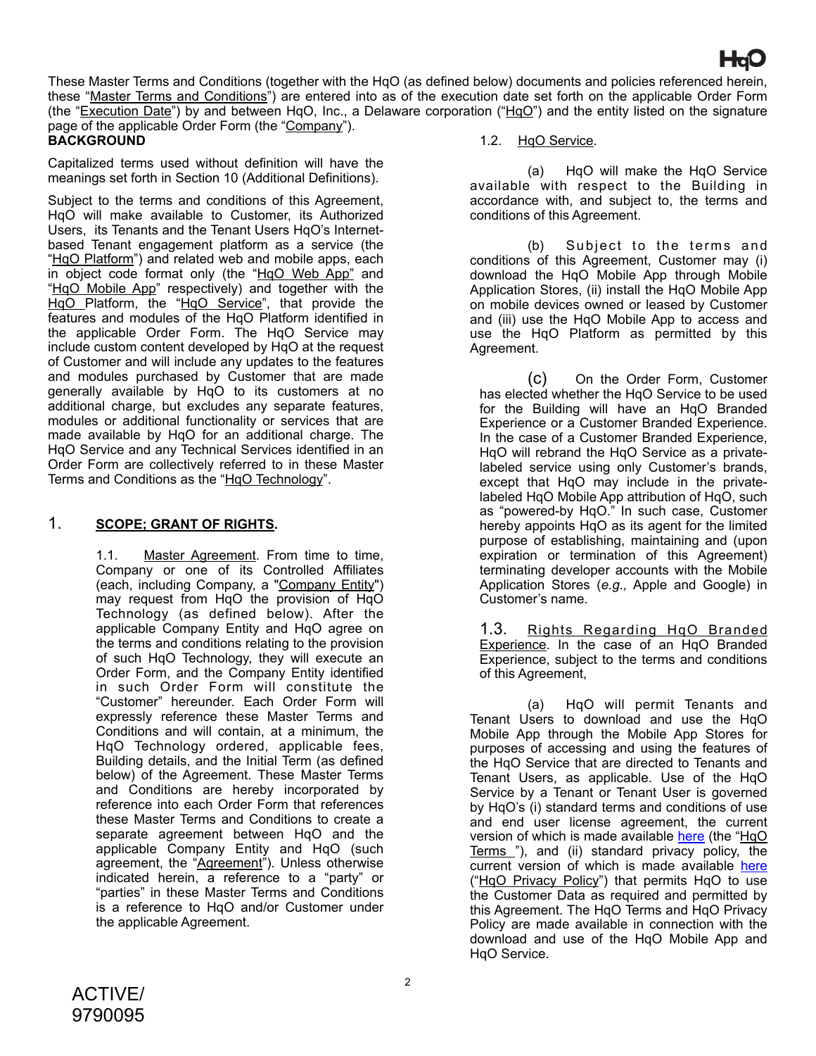These Master Terms and Conditions (together with the HqO (as defined below) documents and policies referenced herein, these "Master Terms and Conditions") are entered into as of the execution date set forth on the applicable Order Form (the "Execution Date") by and between HqO, Inc., a Delaware corporation ("HqO") and the entity listed on the signature page of the applicable Order Form (the "Company").

**BACKGROUND**

Capitalized terms used without definition will have the meanings set forth in Section 10 (Additional Definitions).

Subject to the terms and conditions of this Agreement, HqO will make available to Customer, its Authorized Users, its Tenants and the Tenant Users HqO's Internet-based Tenant engagement platform as a service (the "HqO Platform") and related web and mobile apps, each in object code format only (the "HqO Web App" and "HqO Mobile App" respectively) and together with the HqO Platform, the "HqO Service", that provide the features and modules of the HqO Platform identified in the applicable Order Form. The HqO Service may include custom content developed by HqO at the request of Customer and will include any updates to the features and modules purchased by Customer that are made generally available by HqO to its customers at no additional charge, but excludes any separate features, modules or additional functionality or services that are made available by HqO for an additional charge. The HqO Service and any Technical Services identified in an Order Form are collectively referred to in these Master Terms and Conditions as the "HqO Technology".

## 1. SCOPE; GRANT OF RIGHTS.

1.1. Master Agreement. From time to time, Company or one of its Controlled Affiliates (each, including Company, a "Company Entity") may request from HqO the provision of HqO Technology (as defined below). After the applicable Company Entity and HqO agree on the terms and conditions relating to the provision of such HqO Technology, they will execute an Order Form, and the Company Entity identified in such Order Form will constitute the "Customer" hereunder. Each Order Form will expressly reference these Master Terms and Conditions and will contain, at a minimum, the HqO Technology ordered, applicable fees, Building details, and the Initial Term (as defined below) of the Agreement. These Master Terms and Conditions are hereby incorporated by reference into each Order Form that references these Master Terms and Conditions to create a separate agreement between HqO and the applicable Company Entity and HqO (such agreement, the "Agreement"). Unless otherwise indicated herein, a reference to a "party" or "parties" in these Master Terms and Conditions is a reference to HqO and/or Customer under the applicable Agreement.

1.2. HqO Service.

(a) HqO will make the HqO Service available with respect to the Building in accordance with, and subject to, the terms and conditions of this Agreement.

(b) Subject to the terms and conditions of this Agreement, Customer may (i) download the HqO Mobile App through Mobile Application Stores, (ii) install the HqO Mobile App on mobile devices owned or leased by Customer and (iii) use the HqO Mobile App to access and use the HqO Platform as permitted by this Agreement.

(c) On the Order Form, Customer has elected whether the HqO Service to be used for the Building will have an HqO Branded Experience or a Customer Branded Experience. In the case of a Customer Branded Experience, HqO will rebrand the HqO Service as a private-labeled service using only Customer's brands, except that HqO may include in the private-labeled HqO Mobile App attribution of HqO, such as "powered-by HqO." In such case, Customer hereby appoints HqO as its agent for the limited purpose of establishing, maintaining and (upon expiration or termination of this Agreement) terminating developer accounts with the Mobile Application Stores (*e.g.,* Apple and Google) in Customer's name.

1.3. Rights Regarding HqO Branded Experience. In the case of an HqO Branded Experience, subject to the terms and conditions of this Agreement,

(a) HqO will permit Tenants and Tenant Users to download and use the HqO Mobile App through the Mobile App Stores for purposes of accessing and using the features of the HqO Service that are directed to Tenants and Tenant Users, as applicable. Use of the HqO Service by a Tenant or Tenant User is governed by HqO's (i) standard terms and conditions of use and end user license agreement, the current version of which is made available here (the "HqO Terms "), and (ii) standard privacy policy, the current version of which is made available here ("HqO Privacy Policy") that permits HqO to use the Customer Data as required and permitted by this Agreement. The HqO Terms and HqO Privacy Policy are made available in connection with the download and use of the HqO Mobile App and HqO Service.

ACTIVE/ 9790095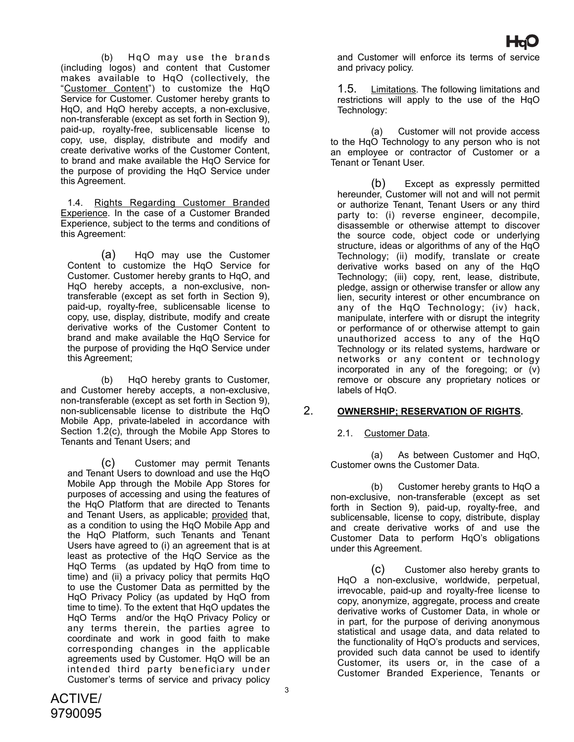(b) HqO may use the brands (including logos) and content that Customer makes available to HqO (collectively, the "Customer Content") to customize the HqO Service for Customer. Customer hereby grants to HqO, and HqO hereby accepts, a non-exclusive, non-transferable (except as set forth in Section 9), paid-up, royalty-free, sublicensable license to copy, use, display, distribute and modify and create derivative works of the Customer Content, to brand and make available the HqO Service for the purpose of providing the HqO Service under this Agreement.

1.4. Rights Regarding Customer Branded Experience. In the case of a Customer Branded Experience, subject to the terms and conditions of this Agreement:

(a) HqO may use the Customer Content to customize the HqO Service for Customer. Customer hereby grants to HqO, and HqO hereby accepts, a non-exclusive, non-transferable (except as set forth in Section 9), paid-up, royalty-free, sublicensable license to copy, use, display, distribute, modify and create derivative works of the Customer Content to brand and make available the HqO Service for the purpose of providing the HqO Service under this Agreement;

(b) HqO hereby grants to Customer, and Customer hereby accepts, a non-exclusive, non-transferable (except as set forth in Section 9), non-sublicensable license to distribute the HqO Mobile App, private-labeled in accordance with Section 1.2(c), through the Mobile App Stores to Tenants and Tenant Users; and

(c) Customer may permit Tenants and Tenant Users to download and use the HqO Mobile App through the Mobile App Stores for purposes of accessing and using the features of the HqO Platform that are directed to Tenants and Tenant Users, as applicable; provided that, as a condition to using the HqO Mobile App and the HqO Platform, such Tenants and Tenant Users have agreed to (i) an agreement that is at least as protective of the HqO Service as the HqO Terms (as updated by HqO from time to time) and (ii) a privacy policy that permits HqO to use the Customer Data as permitted by the HqO Privacy Policy (as updated by HqO from time to time). To the extent that HqO updates the HqO Terms and/or the HqO Privacy Policy or any terms therein, the parties agree to coordinate and work in good faith to make corresponding changes in the applicable agreements used by Customer. HqO will be an intended third party beneficiary under Customer's terms of service and privacy policy and Customer will enforce its terms of service and privacy policy.

1.5. Limitations. The following limitations and restrictions will apply to the use of the HqO Technology:

(a) Customer will not provide access to the HqO Technology to any person who is not an employee or contractor of Customer or a Tenant or Tenant User.

(b) Except as expressly permitted hereunder, Customer will not and will not permit or authorize Tenant, Tenant Users or any third party to: (i) reverse engineer, decompile, disassemble or otherwise attempt to discover the source code, object code or underlying structure, ideas or algorithms of any of the HqO Technology; (ii) modify, translate or create derivative works based on any of the HqO Technology; (iii) copy, rent, lease, distribute, pledge, assign or otherwise transfer or allow any lien, security interest or other encumbrance on any of the HqO Technology; (iv) hack, manipulate, interfere with or disrupt the integrity or performance of or otherwise attempt to gain unauthorized access to any of the HqO Technology or its related systems, hardware or networks or any content or technology incorporated in any of the foregoing; or (v) remove or obscure any proprietary notices or labels of HqO.

## 2. OWNERSHIP; RESERVATION OF RIGHTS.

2.1. Customer Data.

(a) As between Customer and HqO, Customer owns the Customer Data.

(b) Customer hereby grants to HqO a non-exclusive, non-transferable (except as set forth in Section 9), paid-up, royalty-free, and sublicensable, license to copy, distribute, display and create derivative works of and use the Customer Data to perform HqO's obligations under this Agreement.

(c) Customer also hereby grants to HqO a non-exclusive, worldwide, perpetual, irrevocable, paid-up and royalty-free license to copy, anonymize, aggregate, process and create derivative works of Customer Data, in whole or in part, for the purpose of deriving anonymous statistical and usage data, and data related to the functionality of HqO's products and services, provided such data cannot be used to identify Customer, its users or, in the case of a Customer Branded Experience, Tenants or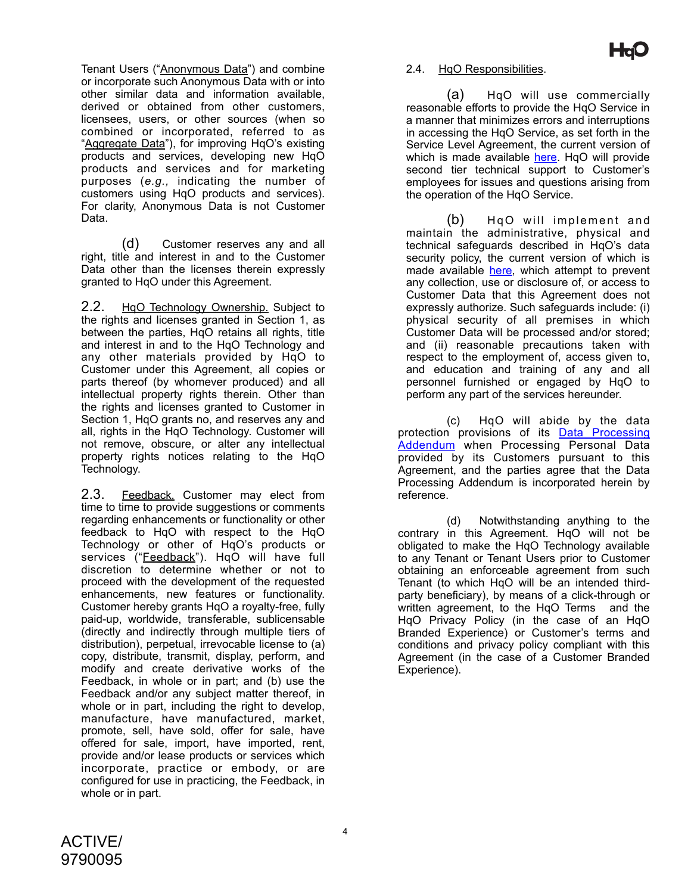Tenant Users ("Anonymous Data") and combine or incorporate such Anonymous Data with or into other similar data and information available, derived or obtained from other customers, licensees, users, or other sources (when so combined or incorporated, referred to as "Aggregate Data"), for improving HqO's existing products and services, developing new HqO products and services and for marketing purposes (*e.g.,* indicating the number of customers using HqO products and services). For clarity, Anonymous Data is not Customer Data.

(d) Customer reserves any and all right, title and interest in and to the Customer Data other than the licenses therein expressly granted to HqO under this Agreement.

2.2. HqO Technology Ownership. Subject to the rights and licenses granted in Section 1, as between the parties, HqO retains all rights, title and interest in and to the HqO Technology and any other materials provided by HqO to Customer under this Agreement, all copies or parts thereof (by whomever produced) and all intellectual property rights therein. Other than the rights and licenses granted to Customer in Section 1, HqO grants no, and reserves any and all, rights in the HqO Technology. Customer will not remove, obscure, or alter any intellectual property rights notices relating to the HqO Technology.

2.3. Feedback. Customer may elect from time to time to provide suggestions or comments regarding enhancements or functionality or other feedback to HqO with respect to the HqO Technology or other of HqO's products or services ("Feedback"). HqO will have full discretion to determine whether or not to proceed with the development of the requested enhancements, new features or functionality. Customer hereby grants HqO a royalty-free, fully paid-up, worldwide, transferable, sublicensable (directly and indirectly through multiple tiers of distribution), perpetual, irrevocable license to (a) copy, distribute, transmit, display, perform, and modify and create derivative works of the Feedback, in whole or in part; and (b) use the Feedback and/or any subject matter thereof, in whole or in part, including the right to develop, manufacture, have manufactured, market, promote, sell, have sold, offer for sale, have offered for sale, import, have imported, rent, provide and/or lease products or services which incorporate, practice or embody, or are configured for use in practicing, the Feedback, in whole or in part.

2.4. HqO Responsibilities.

(a) HqO will use commercially reasonable efforts to provide the HqO Service in a manner that minimizes errors and interruptions in accessing the HqO Service, as set forth in the Service Level Agreement, the current version of which is made available here. HqO will provide second tier technical support to Customer's employees for issues and questions arising from the operation of the HqO Service.

(b) HqO will implement and maintain the administrative, physical and technical safeguards described in HqO's data security policy, the current version of which is made available here, which attempt to prevent any collection, use or disclosure of, or access to Customer Data that this Agreement does not expressly authorize. Such safeguards include: (i) physical security of all premises in which Customer Data will be processed and/or stored; and (ii) reasonable precautions taken with respect to the employment of, access given to, and education and training of any and all personnel furnished or engaged by HqO to perform any part of the services hereunder.

(c) HqO will abide by the data protection provisions of its Data Processing Addendum when Processing Personal Data provided by its Customers pursuant to this Agreement, and the parties agree that the Data Processing Addendum is incorporated herein by reference.

(d) Notwithstanding anything to the contrary in this Agreement. HqO will not be obligated to make the HqO Technology available to any Tenant or Tenant Users prior to Customer obtaining an enforceable agreement from such Tenant (to which HqO will be an intended third-party beneficiary), by means of a click-through or written agreement, to the HqO Terms and the HqO Privacy Policy (in the case of an HqO Branded Experience) or Customer's terms and conditions and privacy policy compliant with this Agreement (in the case of a Customer Branded Experience).

ACTIVE/ 9790095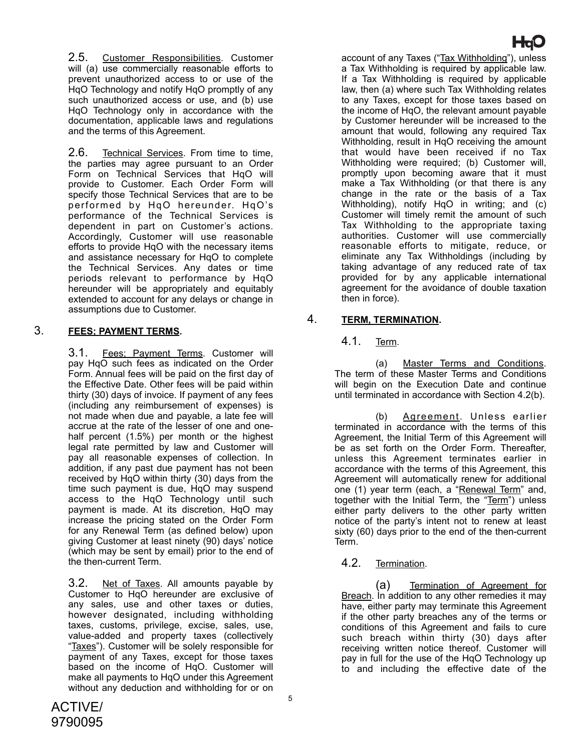2.5. Customer Responsibilities. Customer will (a) use commercially reasonable efforts to prevent unauthorized access to or use of the HqO Technology and notify HqO promptly of any such unauthorized access or use, and (b) use HqO Technology only in accordance with the documentation, applicable laws and regulations and the terms of this Agreement.

2.6. Technical Services. From time to time, the parties may agree pursuant to an Order Form on Technical Services that HqO will provide to Customer. Each Order Form will specify those Technical Services that are to be performed by HqO hereunder. HqO's performance of the Technical Services is dependent in part on Customer's actions. Accordingly, Customer will use reasonable efforts to provide HqO with the necessary items and assistance necessary for HqO to complete the Technical Services. Any dates or time periods relevant to performance by HqO hereunder will be appropriately and equitably extended to account for any delays or change in assumptions due to Customer.

## 3. FEES; PAYMENT TERMS.

3.1. Fees; Payment Terms. Customer will pay HqO such fees as indicated on the Order Form. Annual fees will be paid on the first day of the Effective Date. Other fees will be paid within thirty (30) days of invoice. If payment of any fees (including any reimbursement of expenses) is not made when due and payable, a late fee will accrue at the rate of the lesser of one and one-half percent (1.5%) per month or the highest legal rate permitted by law and Customer will pay all reasonable expenses of collection. In addition, if any past due payment has not been received by HqO within thirty (30) days from the time such payment is due, HqO may suspend access to the HqO Technology until such payment is made. At its discretion, HqO may increase the pricing stated on the Order Form for any Renewal Term (as defined below) upon giving Customer at least ninety (90) days' notice (which may be sent by email) prior to the end of the then-current Term.

3.2. Net of Taxes. All amounts payable by Customer to HqO hereunder are exclusive of any sales, use and other taxes or duties, however designated, including withholding taxes, customs, privilege, excise, sales, use, value-added and property taxes (collectively "Taxes"). Customer will be solely responsible for payment of any Taxes, except for those taxes based on the income of HqO. Customer will make all payments to HqO under this Agreement without any deduction and withholding for or on account of any Taxes ("Tax Withholding"), unless a Tax Withholding is required by applicable law. If a Tax Withholding is required by applicable law, then (a) where such Tax Withholding relates to any Taxes, except for those taxes based on the income of HqO, the relevant amount payable by Customer hereunder will be increased to the amount that would, following any required Tax Withholding, result in HqO receiving the amount that would have been received if no Tax Withholding were required; (b) Customer will, promptly upon becoming aware that it must make a Tax Withholding (or that there is any change in the rate or the basis of a Tax Withholding), notify HqO in writing; and (c) Customer will timely remit the amount of such Tax Withholding to the appropriate taxing authorities. Customer will use commercially reasonable efforts to mitigate, reduce, or eliminate any Tax Withholdings (including by taking advantage of any reduced rate of tax provided for by any applicable international agreement for the avoidance of double taxation then in force).

## 4. TERM, TERMINATION.

4.1. Term.

(a) Master Terms and Conditions. The term of these Master Terms and Conditions will begin on the Execution Date and continue until terminated in accordance with Section 4.2(b).

(b) Agreement. Unless earlier terminated in accordance with the terms of this Agreement, the Initial Term of this Agreement will be as set forth on the Order Form. Thereafter, unless this Agreement terminates earlier in accordance with the terms of this Agreement, this Agreement will automatically renew for additional one (1) year term (each, a "Renewal Term" and, together with the Initial Term, the "Term") unless either party delivers to the other party written notice of the party's intent not to renew at least sixty (60) days prior to the end of the then-current Term.

4.2. Termination.

(a) Termination of Agreement for Breach. In addition to any other remedies it may have, either party may terminate this Agreement if the other party breaches any of the terms or conditions of this Agreement and fails to cure such breach within thirty (30) days after receiving written notice thereof. Customer will pay in full for the use of the HqO Technology up to and including the effective date of the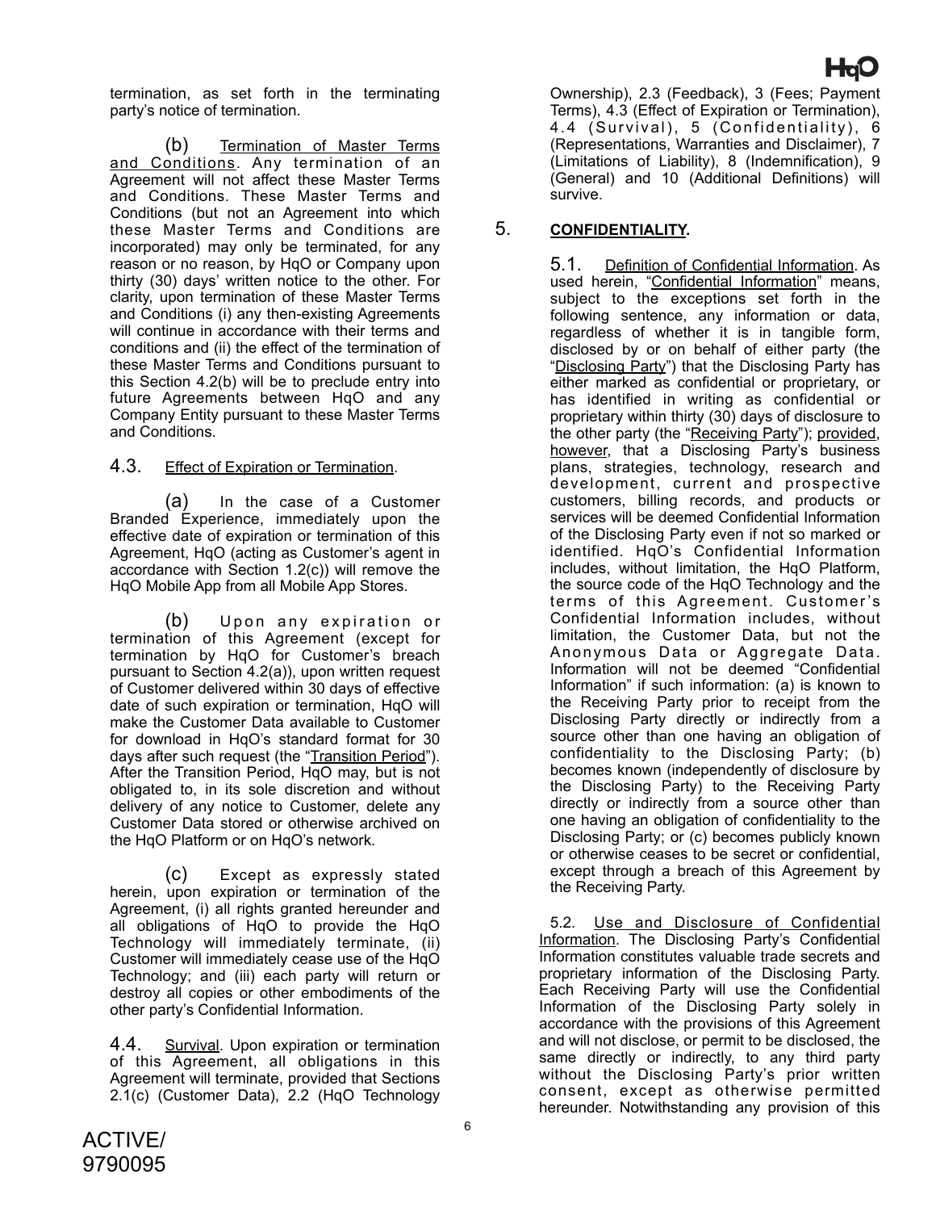termination, as set forth in the terminating party's notice of termination.

(b) Termination of Master Terms and Conditions. Any termination of an Agreement will not affect these Master Terms and Conditions. These Master Terms and Conditions (but not an Agreement into which these Master Terms and Conditions are incorporated) may only be terminated, for any reason or no reason, by HqO or Company upon thirty (30) days' written notice to the other. For clarity, upon termination of these Master Terms and Conditions (i) any then-existing Agreements will continue in accordance with their terms and conditions and (ii) the effect of the termination of these Master Terms and Conditions pursuant to this Section 4.2(b) will be to preclude entry into future Agreements between HqO and any Company Entity pursuant to these Master Terms and Conditions.

4.3. Effect of Expiration or Termination.

(a) In the case of a Customer Branded Experience, immediately upon the effective date of expiration or termination of this Agreement, HqO (acting as Customer's agent in accordance with Section 1.2(c)) will remove the HqO Mobile App from all Mobile App Stores.

(b) Upon any expiration or termination of this Agreement (except for termination by HqO for Customer's breach pursuant to Section 4.2(a)), upon written request of Customer delivered within 30 days of effective date of such expiration or termination, HqO will make the Customer Data available to Customer for download in HqO's standard format for 30 days after such request (the "Transition Period"). After the Transition Period, HqO may, but is not obligated to, in its sole discretion and without delivery of any notice to Customer, delete any Customer Data stored or otherwise archived on the HqO Platform or on HqO's network.

(c) Except as expressly stated herein, upon expiration or termination of the Agreement, (i) all rights granted hereunder and all obligations of HqO to provide the HqO Technology will immediately terminate, (ii) Customer will immediately cease use of the HqO Technology; and (iii) each party will return or destroy all copies or other embodiments of the other party's Confidential Information.

4.4. Survival. Upon expiration or termination of this Agreement, all obligations in this Agreement will terminate, provided that Sections 2.1(c) (Customer Data), 2.2 (HqO Technology Ownership), 2.3 (Feedback), 3 (Fees; Payment Terms), 4.3 (Effect of Expiration or Termination), 4.4 (Survival), 5 (Confidentiality), 6 (Representations, Warranties and Disclaimer), 7 (Limitations of Liability), 8 (Indemnification), 9 (General) and 10 (Additional Definitions) will survive.

## 5. CONFIDENTIALITY.

5.1. Definition of Confidential Information. As used herein, "Confidential Information" means, subject to the exceptions set forth in the following sentence, any information or data, regardless of whether it is in tangible form, disclosed by or on behalf of either party (the "Disclosing Party") that the Disclosing Party has either marked as confidential or proprietary, or has identified in writing as confidential or proprietary within thirty (30) days of disclosure to the other party (the "Receiving Party"); provided, however, that a Disclosing Party's business plans, strategies, technology, research and development, current and prospective customers, billing records, and products or services will be deemed Confidential Information of the Disclosing Party even if not so marked or identified. HqO's Confidential Information includes, without limitation, the HqO Platform, the source code of the HqO Technology and the terms of this Agreement. Customer's Confidential Information includes, without limitation, the Customer Data, but not the Anonymous Data or Aggregate Data. Information will not be deemed "Confidential Information" if such information: (a) is known to the Receiving Party prior to receipt from the Disclosing Party directly or indirectly from a source other than one having an obligation of confidentiality to the Disclosing Party; (b) becomes known (independently of disclosure by the Disclosing Party) to the Receiving Party directly or indirectly from a source other than one having an obligation of confidentiality to the Disclosing Party; or (c) becomes publicly known or otherwise ceases to be secret or confidential, except through a breach of this Agreement by the Receiving Party.

5.2. Use and Disclosure of Confidential Information. The Disclosing Party's Confidential Information constitutes valuable trade secrets and proprietary information of the Disclosing Party. Each Receiving Party will use the Confidential Information of the Disclosing Party solely in accordance with the provisions of this Agreement and will not disclose, or permit to be disclosed, the same directly or indirectly, to any third party without the Disclosing Party's prior written consent, except as otherwise permitted hereunder. Notwithstanding any provision of this

ACTIVE/
9790095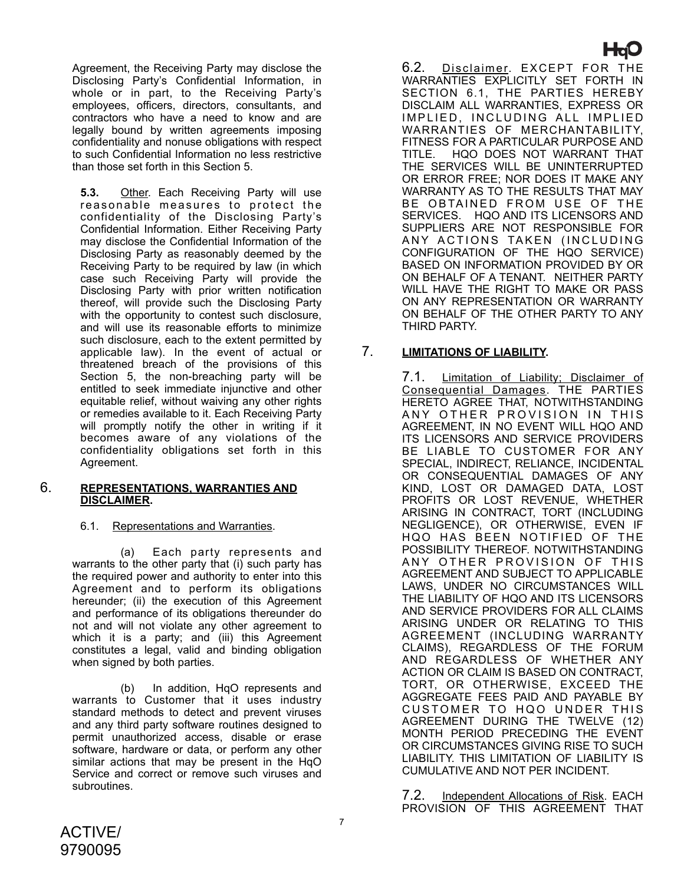Agreement, the Receiving Party may disclose the Disclosing Party's Confidential Information, in whole or in part, to the Receiving Party's employees, officers, directors, consultants, and contractors who have a need to know and are legally bound by written agreements imposing confidentiality and nonuse obligations with respect to such Confidential Information no less restrictive than those set forth in this Section 5.

**5.3.** Other. Each Receiving Party will use reasonable measures to protect the confidentiality of the Disclosing Party's Confidential Information. Either Receiving Party may disclose the Confidential Information of the Disclosing Party as reasonably deemed by the Receiving Party to be required by law (in which case such Receiving Party will provide the Disclosing Party with prior written notification thereof, will provide such the Disclosing Party with the opportunity to contest such disclosure, and will use its reasonable efforts to minimize such disclosure, each to the extent permitted by applicable law). In the event of actual or threatened breach of the provisions of this Section 5, the non-breaching party will be entitled to seek immediate injunctive and other equitable relief, without waiving any other rights or remedies available to it. Each Receiving Party will promptly notify the other in writing if it becomes aware of any violations of the confidentiality obligations set forth in this Agreement.

## 6. **REPRESENTATIONS, WARRANTIES AND DISCLAIMER.**

6.1. Representations and Warranties.

(a) Each party represents and warrants to the other party that (i) such party has the required power and authority to enter into this Agreement and to perform its obligations hereunder; (ii) the execution of this Agreement and performance of its obligations thereunder do not and will not violate any other agreement to which it is a party; and (iii) this Agreement constitutes a legal, valid and binding obligation when signed by both parties.

(b) In addition, HqO represents and warrants to Customer that it uses industry standard methods to detect and prevent viruses and any third party software routines designed to permit unauthorized access, disable or erase software, hardware or data, or perform any other similar actions that may be present in the HqO Service and correct or remove such viruses and subroutines.

6.2. Disclaimer. EXCEPT FOR THE WARRANTIES EXPLICITLY SET FORTH IN SECTION 6.1, THE PARTIES HEREBY DISCLAIM ALL WARRANTIES, EXPRESS OR IMPLIED, INCLUDING ALL IMPLIED WARRANTIES OF MERCHANTABILITY, FITNESS FOR A PARTICULAR PURPOSE AND TITLE. HQO DOES NOT WARRANT THAT THE SERVICES WILL BE UNINTERRUPTED OR ERROR FREE; NOR DOES IT MAKE ANY WARRANTY AS TO THE RESULTS THAT MAY BE OBTAINED FROM USE OF THE SERVICES. HQO AND ITS LICENSORS AND SUPPLIERS ARE NOT RESPONSIBLE FOR ANY ACTIONS TAKEN (INCLUDING CONFIGURATION OF THE HQO SERVICE) BASED ON INFORMATION PROVIDED BY OR ON BEHALF OF A TENANT. NEITHER PARTY WILL HAVE THE RIGHT TO MAKE OR PASS ON ANY REPRESENTATION OR WARRANTY ON BEHALF OF THE OTHER PARTY TO ANY THIRD PARTY.

## 7. **LIMITATIONS OF LIABILITY.**

7.1. Limitation of Liability; Disclaimer of Consequential Damages. THE PARTIES HERETO AGREE THAT, NOTWITHSTANDING ANY OTHER PROVISION IN THIS AGREEMENT, IN NO EVENT WILL HQO AND ITS LICENSORS AND SERVICE PROVIDERS BE LIABLE TO CUSTOMER FOR ANY SPECIAL, INDIRECT, RELIANCE, INCIDENTAL OR CONSEQUENTIAL DAMAGES OF ANY KIND, LOST OR DAMAGED DATA, LOST PROFITS OR LOST REVENUE, WHETHER ARISING IN CONTRACT, TORT (INCLUDING NEGLIGENCE), OR OTHERWISE, EVEN IF HQO HAS BEEN NOTIFIED OF THE POSSIBILITY THEREOF. NOTWITHSTANDING ANY OTHER PROVISION OF THIS AGREEMENT AND SUBJECT TO APPLICABLE LAWS, UNDER NO CIRCUMSTANCES WILL THE LIABILITY OF HQO AND ITS LICENSORS AND SERVICE PROVIDERS FOR ALL CLAIMS ARISING UNDER OR RELATING TO THIS AGREEMENT (INCLUDING WARRANTY CLAIMS), REGARDLESS OF THE FORUM AND REGARDLESS OF WHETHER ANY ACTION OR CLAIM IS BASED ON CONTRACT, TORT, OR OTHERWISE, EXCEED THE AGGREGATE FEES PAID AND PAYABLE BY CUSTOMER TO HQO UNDER THIS AGREEMENT DURING THE TWELVE (12) MONTH PERIOD PRECEDING THE EVENT OR CIRCUMSTANCES GIVING RISE TO SUCH LIABILITY. THIS LIMITATION OF LIABILITY IS CUMULATIVE AND NOT PER INCIDENT.

7.2. Independent Allocations of Risk. EACH PROVISION OF THIS AGREEMENT THAT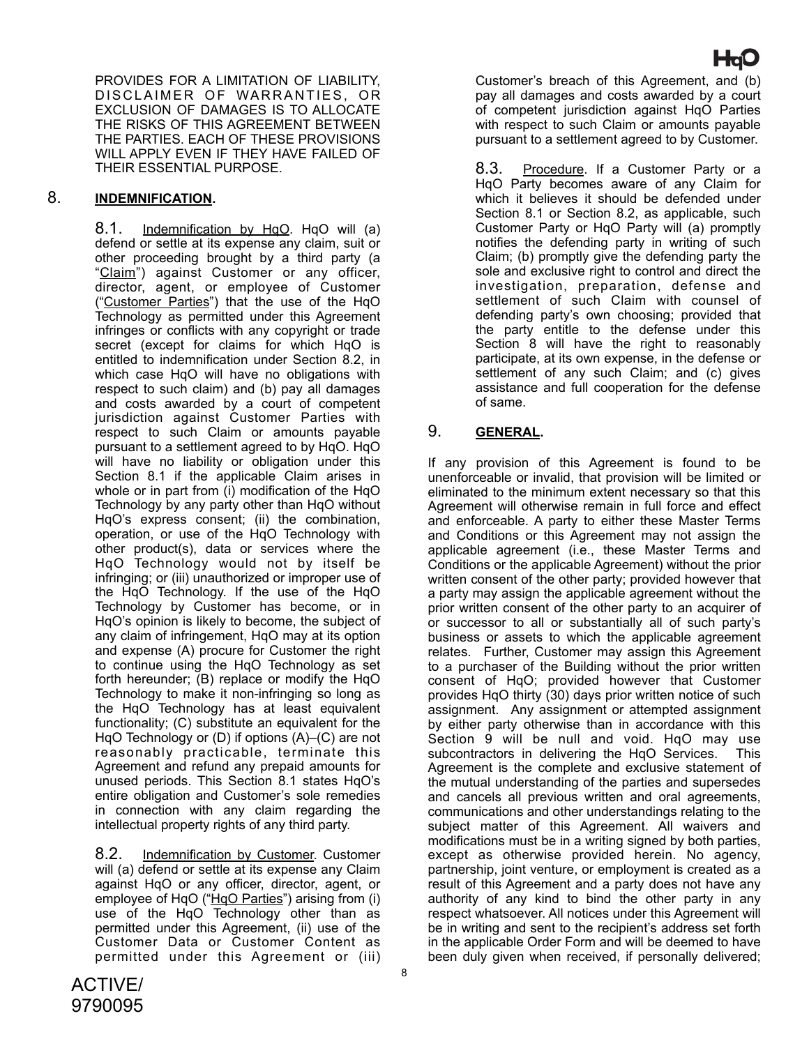PROVIDES FOR A LIMITATION OF LIABILITY, DISCLAIMER OF WARRANTIES, OR EXCLUSION OF DAMAGES IS TO ALLOCATE THE RISKS OF THIS AGREEMENT BETWEEN THE PARTIES. EACH OF THESE PROVISIONS WILL APPLY EVEN IF THEY HAVE FAILED OF THEIR ESSENTIAL PURPOSE.

## 8. INDEMNIFICATION.

8.1. Indemnification by HqO. HqO will (a) defend or settle at its expense any claim, suit or other proceeding brought by a third party (a "Claim") against Customer or any officer, director, agent, or employee of Customer ("Customer Parties") that the use of the HqO Technology as permitted under this Agreement infringes or conflicts with any copyright or trade secret (except for claims for which HqO is entitled to indemnification under Section 8.2, in which case HqO will have no obligations with respect to such claim) and (b) pay all damages and costs awarded by a court of competent jurisdiction against Customer Parties with respect to such Claim or amounts payable pursuant to a settlement agreed to by HqO. HqO will have no liability or obligation under this Section 8.1 if the applicable Claim arises in whole or in part from (i) modification of the HqO Technology by any party other than HqO without HqO's express consent; (ii) the combination, operation, or use of the HqO Technology with other product(s), data or services where the HqO Technology would not by itself be infringing; or (iii) unauthorized or improper use of the HqO Technology. If the use of the HqO Technology by Customer has become, or in HqO's opinion is likely to become, the subject of any claim of infringement, HqO may at its option and expense (A) procure for Customer the right to continue using the HqO Technology as set forth hereunder; (B) replace or modify the HqO Technology to make it non-infringing so long as the HqO Technology has at least equivalent functionality; (C) substitute an equivalent for the HqO Technology or (D) if options (A)–(C) are not reasonably practicable, terminate this Agreement and refund any prepaid amounts for unused periods. This Section 8.1 states HqO's entire obligation and Customer's sole remedies in connection with any claim regarding the intellectual property rights of any third party.

8.2. Indemnification by Customer. Customer will (a) defend or settle at its expense any Claim against HqO or any officer, director, agent, or employee of HqO ("HqO Parties") arising from (i) use of the HqO Technology other than as permitted under this Agreement, (ii) use of the Customer Data or Customer Content as permitted under this Agreement or (iii) Customer's breach of this Agreement, and (b) pay all damages and costs awarded by a court of competent jurisdiction against HqO Parties with respect to such Claim or amounts payable pursuant to a settlement agreed to by Customer.

8.3. Procedure. If a Customer Party or a HqO Party becomes aware of any Claim for which it believes it should be defended under Section 8.1 or Section 8.2, as applicable, such Customer Party or HqO Party will (a) promptly notifies the defending party in writing of such Claim; (b) promptly give the defending party the sole and exclusive right to control and direct the investigation, preparation, defense and settlement of such Claim with counsel of defending party's own choosing; provided that the party entitle to the defense under this Section 8 will have the right to reasonably participate, at its own expense, in the defense or settlement of any such Claim; and (c) gives assistance and full cooperation for the defense of same.

## 9. GENERAL.

If any provision of this Agreement is found to be unenforceable or invalid, that provision will be limited or eliminated to the minimum extent necessary so that this Agreement will otherwise remain in full force and effect and enforceable. A party to either these Master Terms and Conditions or this Agreement may not assign the applicable agreement (i.e., these Master Terms and Conditions or the applicable Agreement) without the prior written consent of the other party; provided however that a party may assign the applicable agreement without the prior written consent of the other party to an acquirer of or successor to all or substantially all of such party's business or assets to which the applicable agreement relates. Further, Customer may assign this Agreement to a purchaser of the Building without the prior written consent of HqO; provided however that Customer provides HqO thirty (30) days prior written notice of such assignment. Any assignment or attempted assignment by either party otherwise than in accordance with this Section 9 will be null and void. HqO may use subcontractors in delivering the HqO Services. This Agreement is the complete and exclusive statement of the mutual understanding of the parties and supersedes and cancels all previous written and oral agreements, communications and other understandings relating to the subject matter of this Agreement. All waivers and modifications must be in a writing signed by both parties, except as otherwise provided herein. No agency, partnership, joint venture, or employment is created as a result of this Agreement and a party does not have any authority of any kind to bind the other party in any respect whatsoever. All notices under this Agreement will be in writing and sent to the recipient's address set forth in the applicable Order Form and will be deemed to have been duly given when received, if personally delivered;

ACTIVE/
9790095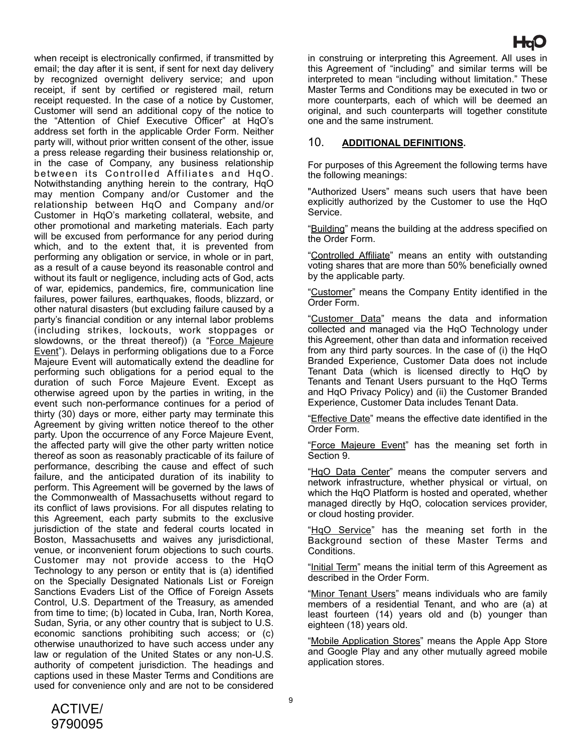when receipt is electronically confirmed, if transmitted by email; the day after it is sent, if sent for next day delivery by recognized overnight delivery service; and upon receipt, if sent by certified or registered mail, return receipt requested. In the case of a notice by Customer, Customer will send an additional copy of the notice to the "Attention of Chief Executive Officer" at HqO's address set forth in the applicable Order Form. Neither party will, without prior written consent of the other, issue a press release regarding their business relationship or, in the case of Company, any business relationship between its Controlled Affiliates and HqO. Notwithstanding anything herein to the contrary, HqO may mention Company and/or Customer and the relationship between HqO and Company and/or Customer in HqO's marketing collateral, website, and other promotional and marketing materials. Each party will be excused from performance for any period during which, and to the extent that, it is prevented from performing any obligation or service, in whole or in part, as a result of a cause beyond its reasonable control and without its fault or negligence, including acts of God, acts of war, epidemics, pandemics, fire, communication line failures, power failures, earthquakes, floods, blizzard, or other natural disasters (but excluding failure caused by a party's financial condition or any internal labor problems (including strikes, lockouts, work stoppages or slowdowns, or the threat thereof)) (a "Force Majeure Event"). Delays in performing obligations due to a Force Majeure Event will automatically extend the deadline for performing such obligations for a period equal to the duration of such Force Majeure Event. Except as otherwise agreed upon by the parties in writing, in the event such non-performance continues for a period of thirty (30) days or more, either party may terminate this Agreement by giving written notice thereof to the other party. Upon the occurrence of any Force Majeure Event, the affected party will give the other party written notice thereof as soon as reasonably practicable of its failure of performance, describing the cause and effect of such failure, and the anticipated duration of its inability to perform. This Agreement will be governed by the laws of the Commonwealth of Massachusetts without regard to its conflict of laws provisions. For all disputes relating to this Agreement, each party submits to the exclusive jurisdiction of the state and federal courts located in Boston, Massachusetts and waives any jurisdictional, venue, or inconvenient forum objections to such courts. Customer may not provide access to the HqO Technology to any person or entity that is (a) identified on the Specially Designated Nationals List or Foreign Sanctions Evaders List of the Office of Foreign Assets Control, U.S. Department of the Treasury, as amended from time to time; (b) located in Cuba, Iran, North Korea, Sudan, Syria, or any other country that is subject to U.S. economic sanctions prohibiting such access; or (c) otherwise unauthorized to have such access under any law or regulation of the United States or any non-U.S. authority of competent jurisdiction. The headings and captions used in these Master Terms and Conditions are used for convenience only and are not to be considered in construing or interpreting this Agreement. All uses in this Agreement of "including" and similar terms will be interpreted to mean "including without limitation." These Master Terms and Conditions may be executed in two or more counterparts, each of which will be deemed an original, and such counterparts will together constitute one and the same instrument.

## 10. **ADDITIONAL DEFINITIONS.**

For purposes of this Agreement the following terms have the following meanings:

"Authorized Users" means such users that have been explicitly authorized by the Customer to use the HqO Service.

"Building" means the building at the address specified on the Order Form.

"Controlled Affiliate" means an entity with outstanding voting shares that are more than 50% beneficially owned by the applicable party.

"Customer" means the Company Entity identified in the Order Form.

"Customer Data" means the data and information collected and managed via the HqO Technology under this Agreement, other than data and information received from any third party sources. In the case of (i) the HqO Branded Experience, Customer Data does not include Tenant Data (which is licensed directly to HqO by Tenants and Tenant Users pursuant to the HqO Terms and HqO Privacy Policy) and (ii) the Customer Branded Experience, Customer Data includes Tenant Data.

"Effective Date" means the effective date identified in the Order Form.

"Force Majeure Event" has the meaning set forth in Section 9.

"HqO Data Center" means the computer servers and network infrastructure, whether physical or virtual, on which the HqO Platform is hosted and operated, whether managed directly by HqO, colocation services provider, or cloud hosting provider.

"HqO Service" has the meaning set forth in the Background section of these Master Terms and Conditions.

"Initial Term" means the initial term of this Agreement as described in the Order Form.

"Minor Tenant Users" means individuals who are family members of a residential Tenant, and who are (a) at least fourteen (14) years old and (b) younger than eighteen (18) years old.

"Mobile Application Stores" means the Apple App Store and Google Play and any other mutually agreed mobile application stores.

ACTIVE/
9790095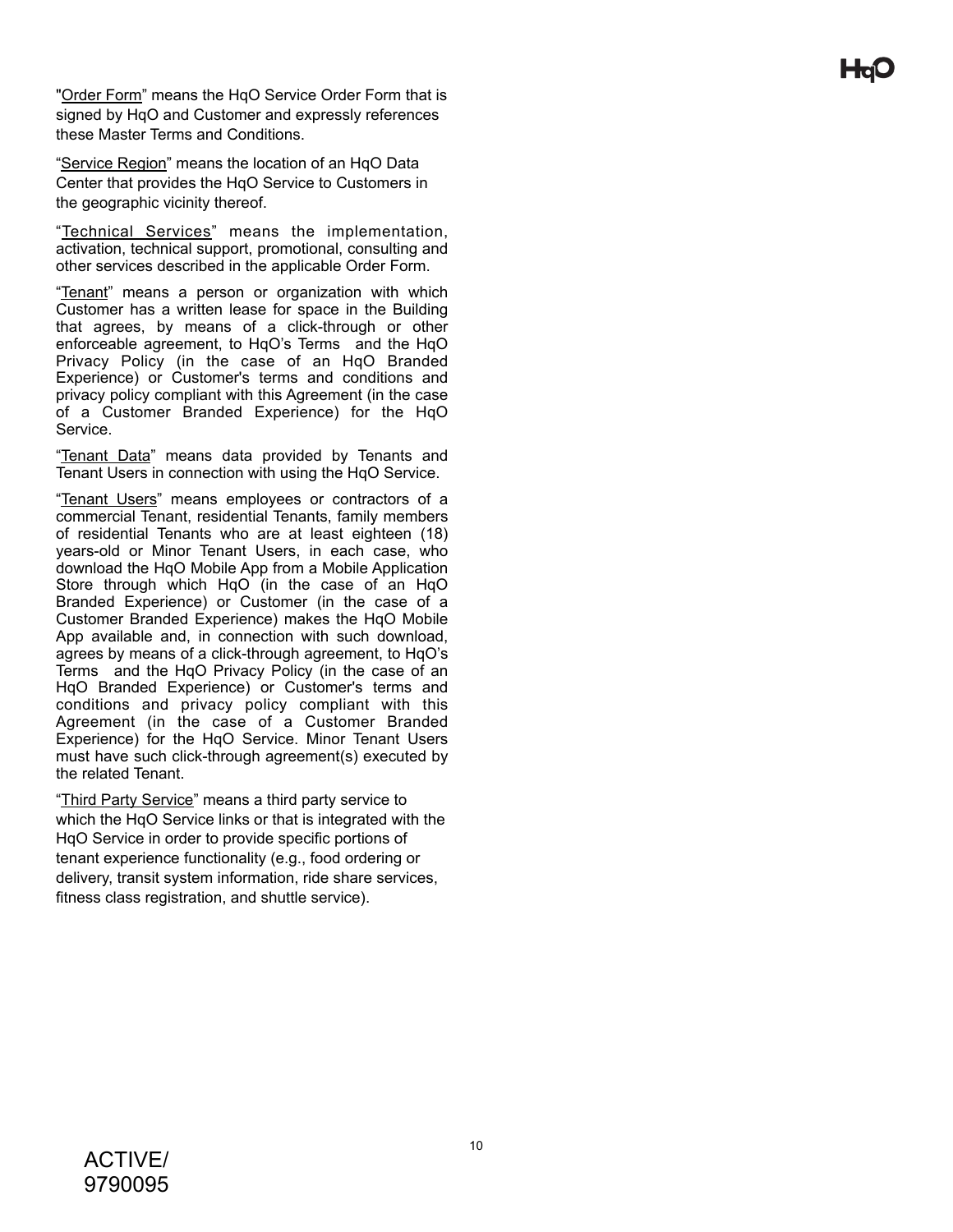"Order Form" means the HqO Service Order Form that is signed by HqO and Customer and expressly references these Master Terms and Conditions.

"Service Region" means the location of an HqO Data Center that provides the HqO Service to Customers in the geographic vicinity thereof.

"Technical Services" means the implementation, activation, technical support, promotional, consulting and other services described in the applicable Order Form.

"Tenant" means a person or organization with which Customer has a written lease for space in the Building that agrees, by means of a click-through or other enforceable agreement, to HqO's Terms and the HqO Privacy Policy (in the case of an HqO Branded Experience) or Customer's terms and conditions and privacy policy compliant with this Agreement (in the case of a Customer Branded Experience) for the HqO Service.

"Tenant Data" means data provided by Tenants and Tenant Users in connection with using the HqO Service.

"Tenant Users" means employees or contractors of a commercial Tenant, residential Tenants, family members of residential Tenants who are at least eighteen (18) years-old or Minor Tenant Users, in each case, who download the HqO Mobile App from a Mobile Application Store through which HqO (in the case of an HqO Branded Experience) or Customer (in the case of a Customer Branded Experience) makes the HqO Mobile App available and, in connection with such download, agrees by means of a click-through agreement, to HqO's Terms and the HqO Privacy Policy (in the case of an HqO Branded Experience) or Customer's terms and conditions and privacy policy compliant with this Agreement (in the case of a Customer Branded Experience) for the HqO Service. Minor Tenant Users must have such click-through agreement(s) executed by the related Tenant.

"Third Party Service" means a third party service to which the HqO Service links or that is integrated with the HqO Service in order to provide specific portions of tenant experience functionality (e.g., food ordering or delivery, transit system information, ride share services, fitness class registration, and shuttle service).

ACTIVE/
9790095